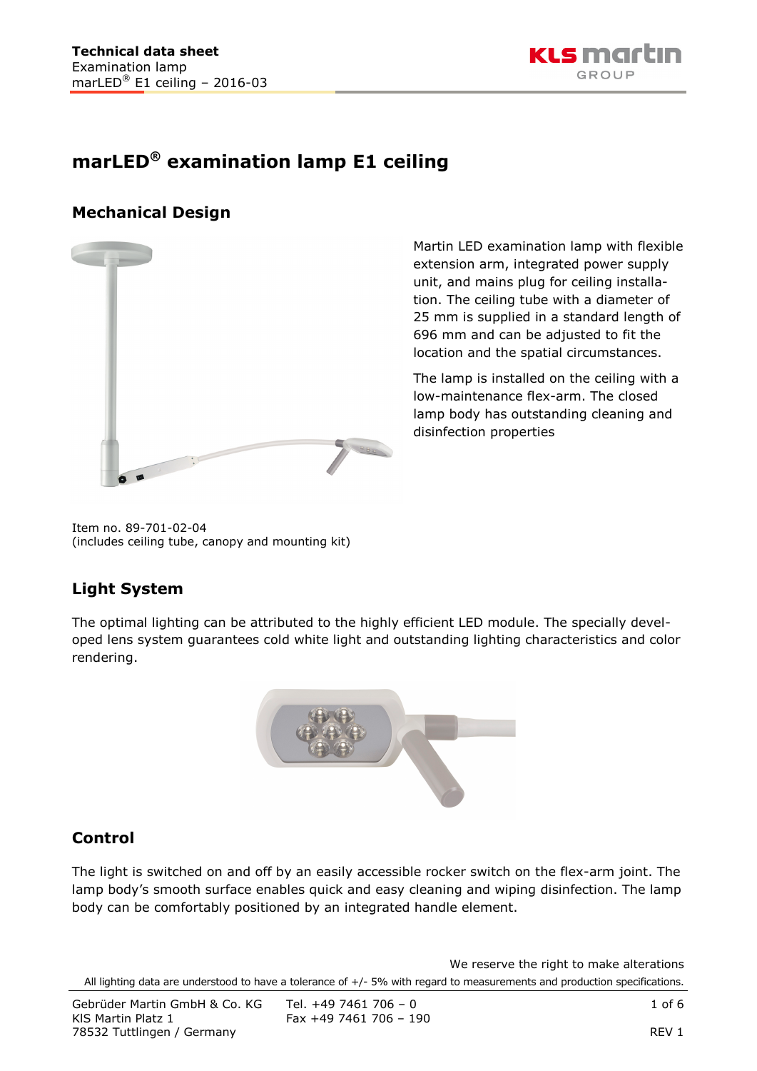# marLED® examination lamp E1 ceiling

## Mechanical Design

Martin LED examination lamp with flexible extension arm, integrated power supply unit, and mains plug for ceiling installation. The ceiling tube with a diameter of 25 mm is supplied in a standard length of 696 mm and can be adjusted to fit the location and the spatial circumstances.

The lamp is installed on the ceiling with a low-maintenance flex-arm. The closed lamp body has outstanding cleaning and disinfection properties

Item no. 89-701-02-04
(includes ceiling tube, canopy and mounting kit)

## Light System

The optimal lighting can be attributed to the highly efficient LED module. The specially developed lens system guarantees cold white light and outstanding lighting characteristics and color rendering.

## Control

The light is switched on and off by an easily accessible rocker switch on the flex-arm joint. The lamp body's smooth surface enables quick and easy cleaning and wiping disinfection. The lamp body can be comfortably positioned by an integrated handle element.

We reserve the right to make alterations

All lighting data are understood to have a tolerance of +/- 5% with regard to measurements and production specifications.

Gebrüder Martin GmbH & Co. KG
KlS Martin Platz 1
78532 Tuttlingen / Germany

Tel. +49 7461 706 – 0
Fax +49 7461 706 – 190

REV 1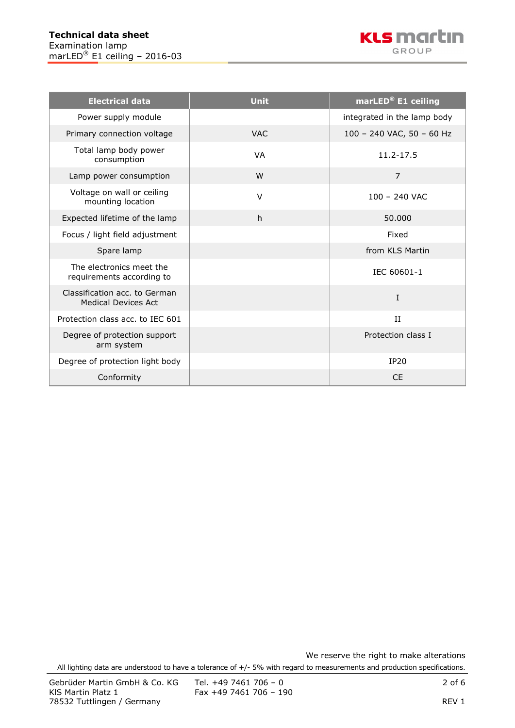| Electrical data | Unit | marLED® E1 ceiling |
|---|---|---|
| Power supply module | | integrated in the lamp body |
| Primary connection voltage | VAC | 100 – 240 VAC, 50 – 60 Hz |
| Total lamp body power consumption | VA | 11.2-17.5 |
| Lamp power consumption | W | 7 |
| Voltage on wall or ceiling mounting location | V | 100 – 240 VAC |
| Expected lifetime of the lamp | h | 50.000 |
| Focus / light field adjustment | | Fixed |
| Spare lamp | | from KLS Martin |
| The electronics meet the requirements according to | | IEC 60601-1 |
| Classification acc. to German Medical Devices Act | | I |
| Protection class acc. to IEC 601 | | II |
| Degree of protection support arm system | | Protection class I |
| Degree of protection light body | | IP20 |
| Conformity | | CE |

We reserve the right to make alterations

All lighting data are understood to have a tolerance of +/- 5% with regard to measurements and production specifications.

Gebrüder Martin GmbH & Co. KG
KlS Martin Platz 1
78532 Tuttlingen / Germany

Tel. +49 7461 706 – 0
Fax +49 7461 706 – 190

REV 1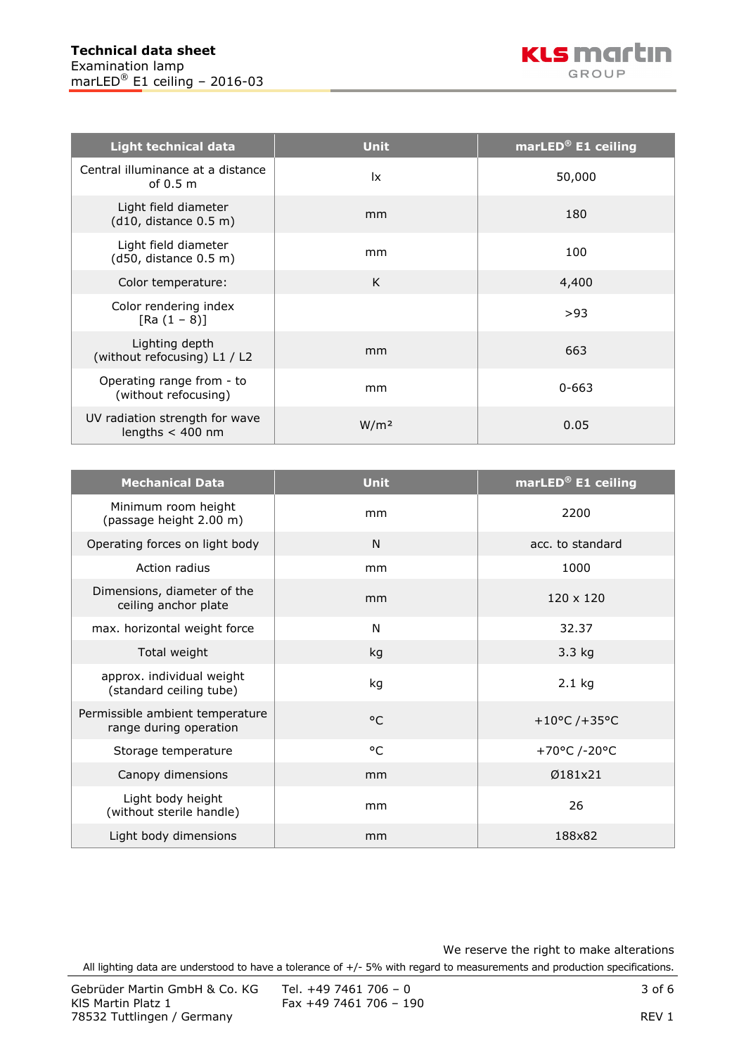| Light technical data | Unit | marLED® E1 ceiling |
|---|---|---|
| Central illuminance at a distance of 0.5 m | lx | 50,000 |
| Light field diameter (d10, distance 0.5 m) | mm | 180 |
| Light field diameter (d50, distance 0.5 m) | mm | 100 |
| Color temperature: | K | 4,400 |
| Color rendering index [Ra (1 – 8)] | | >93 |
| Lighting depth (without refocusing) L1 / L2 | mm | 663 |
| Operating range from - to (without refocusing) | mm | 0-663 |
| UV radiation strength for wave lengths < 400 nm | W/m² | 0.05 |

| Mechanical Data | Unit | marLED® E1 ceiling |
|---|---|---|
| Minimum room height (passage height 2.00 m) | mm | 2200 |
| Operating forces on light body | N | acc. to standard |
| Action radius | mm | 1000 |
| Dimensions, diameter of the ceiling anchor plate | mm | 120 x 120 |
| max. horizontal weight force | N | 32.37 |
| Total weight | kg | 3.3 kg |
| approx. individual weight (standard ceiling tube) | kg | 2.1 kg |
| Permissible ambient temperature range during operation | °C | +10°C /+35°C |
| Storage temperature | °C | +70°C /-20°C |
| Canopy dimensions | mm | Ø181x21 |
| Light body height (without sterile handle) | mm | 26 |
| Light body dimensions | mm | 188x82 |

We reserve the right to make alterations

All lighting data are understood to have a tolerance of +/- 5% with regard to measurements and production specifications.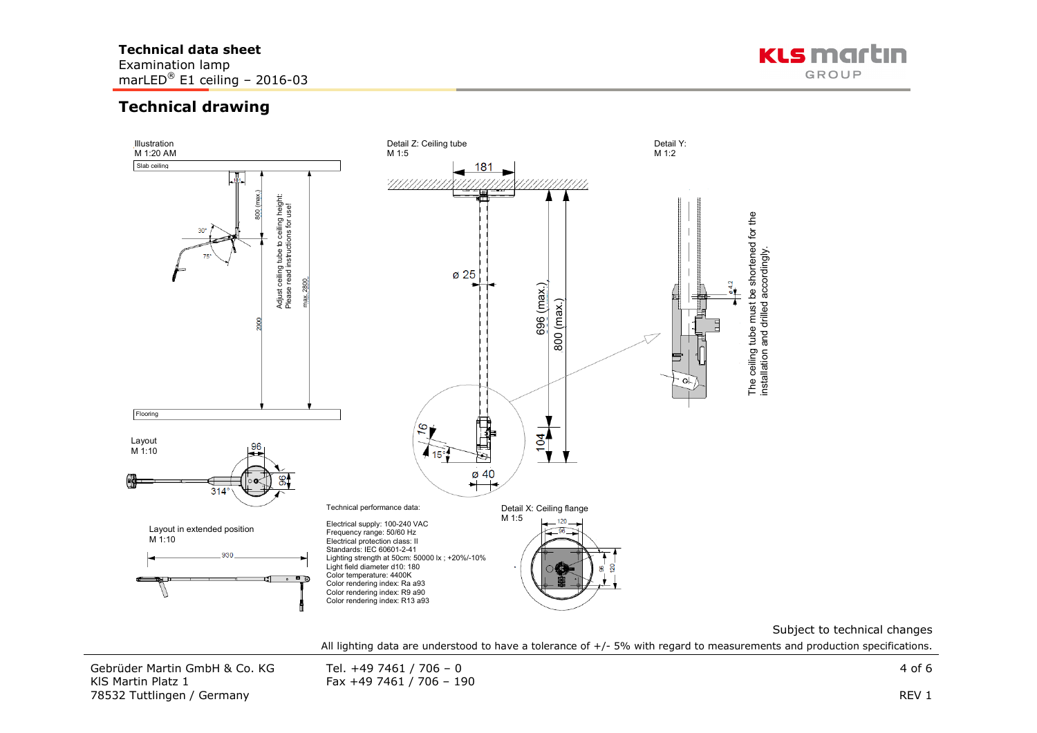## Technical drawing

Illustration
M 1:20 AM

Slab ceiling

181

800 (max.)

Adjust ceiling tube to ceiling height:
Please read instructions for use!

max. 2800

30°

75°

2000

Flooring

Layout
M 1:10

96

96

314°

Layout in extended position
M 1:10

930

Detail Z: Ceiling tube
M 1:5

181

ø 25

696 (max.)

800 (max.)

16

15°

104

ø 40

Detail Y:
M 1:2

ø 4.2

The ceiling tube must be shortened for the installation and drilled accordingly.

Technical performance data:

Electrical supply: 100-240 VAC
Frequency range: 50/60 Hz
Electrical protection class: II
Standards: IEC 60601-2-41
Lighting strength at 50cm: 50000 lx ; +20%/-10%
Light field diameter d10: 180
Color temperature: 4400K
Color rendering index: Ra a93
Color rendering index: R9 a90
Color rendering index: R13 a93

Detail X: Ceiling flange
M 1:5

120

96

96

120

Subject to technical changes

All lighting data are understood to have a tolerance of +/- 5% with regard to measurements and production specifications.

Gebrüder Martin GmbH & Co. KG
KIS Martin Platz 1
78532 Tuttlingen / Germany

Tel. +49 7461 / 706 – 0
Fax +49 7461 / 706 – 190

REV 1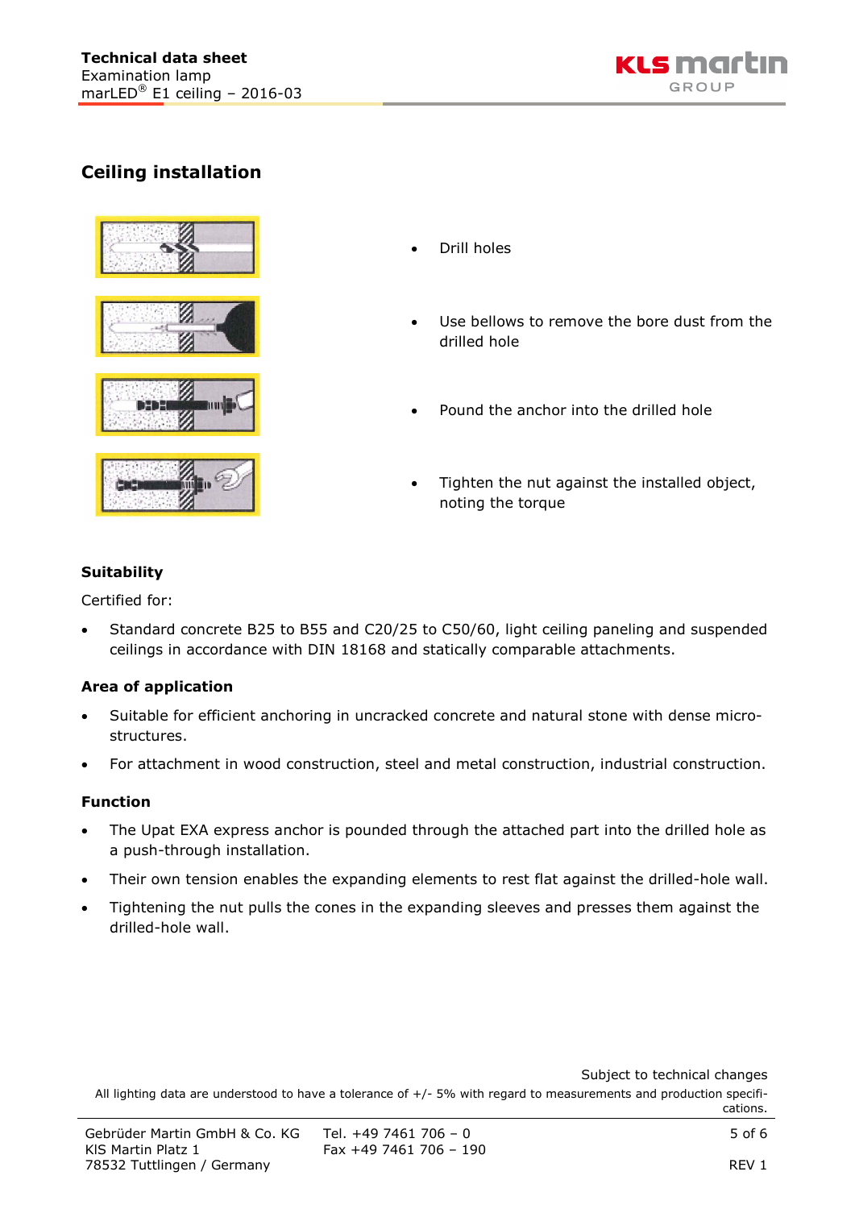## Ceiling installation

- Drill holes
- Use bellows to remove the bore dust from the drilled hole
- Pound the anchor into the drilled hole
- Tighten the nut against the installed object, noting the torque

### Suitability

Certified for:

- Standard concrete B25 to B55 and C20/25 to C50/60, light ceiling paneling and suspended ceilings in accordance with DIN 18168 and statically comparable attachments.

### Area of application

- Suitable for efficient anchoring in uncracked concrete and natural stone with dense micro-structures.
- For attachment in wood construction, steel and metal construction, industrial construction.

### Function

- The Upat EXA express anchor is pounded through the attached part into the drilled hole as a push-through installation.
- Their own tension enables the expanding elements to rest flat against the drilled-hole wall.
- Tightening the nut pulls the cones in the expanding sleeves and presses them against the drilled-hole wall.

Subject to technical changes

All lighting data are understood to have a tolerance of +/- 5% with regard to measurements and production specifications.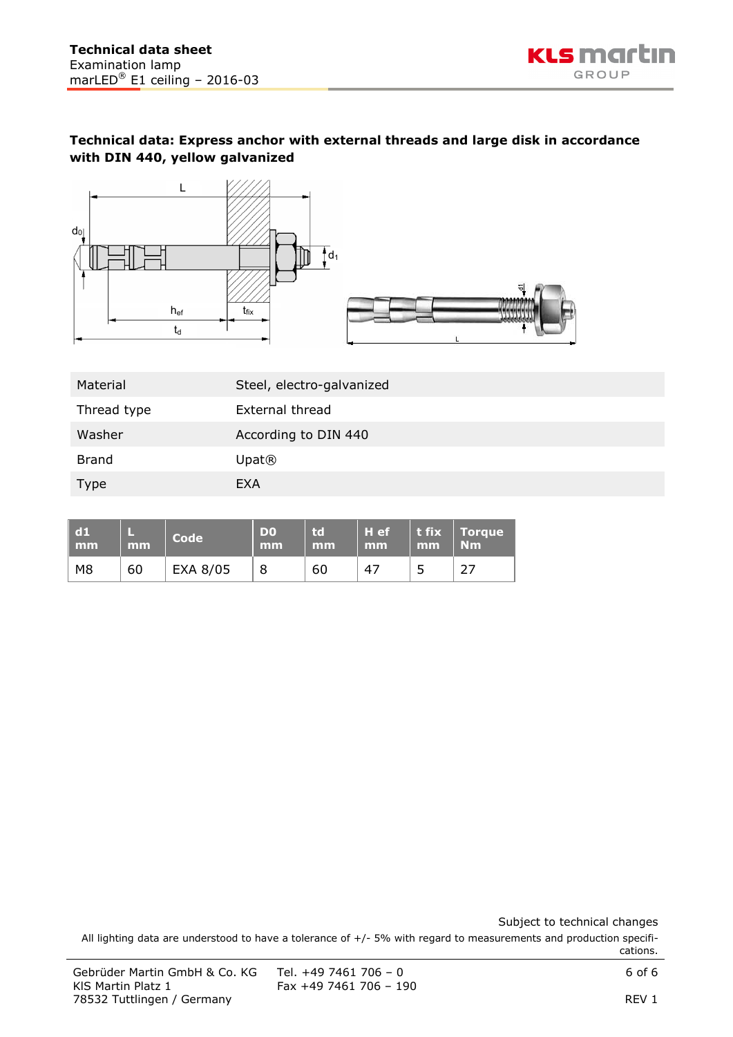**Technical data: Express anchor with external threads and large disk in accordance with DIN 440, yellow galvanized**

L

$d_0$

$d_1$

$h_{ef}$

$t_{fix}$

$t_d$

d1

L

| | |
|---|---|
| Material | Steel, electro-galvanized |
| Thread type | External thread |
| Washer | According to DIN 440 |
| Brand | Upat® |
| Type | EXA |

| d1 mm | L mm | Code | D0 mm | td mm | H ef mm | t fix mm | Torque Nm |
|---|---|---|---|---|---|---|---|
| M8 | 60 | EXA 8/05 | 8 | 60 | 47 | 5 | 27 |

Subject to technical changes

All lighting data are understood to have a tolerance of +/- 5% with regard to measurements and production specifications.

Gebrüder Martin GmbH & Co. KG
KlS Martin Platz 1
78532 Tuttlingen / Germany

Tel. +49 7461 706 – 0
Fax +49 7461 706 – 190

REV 1